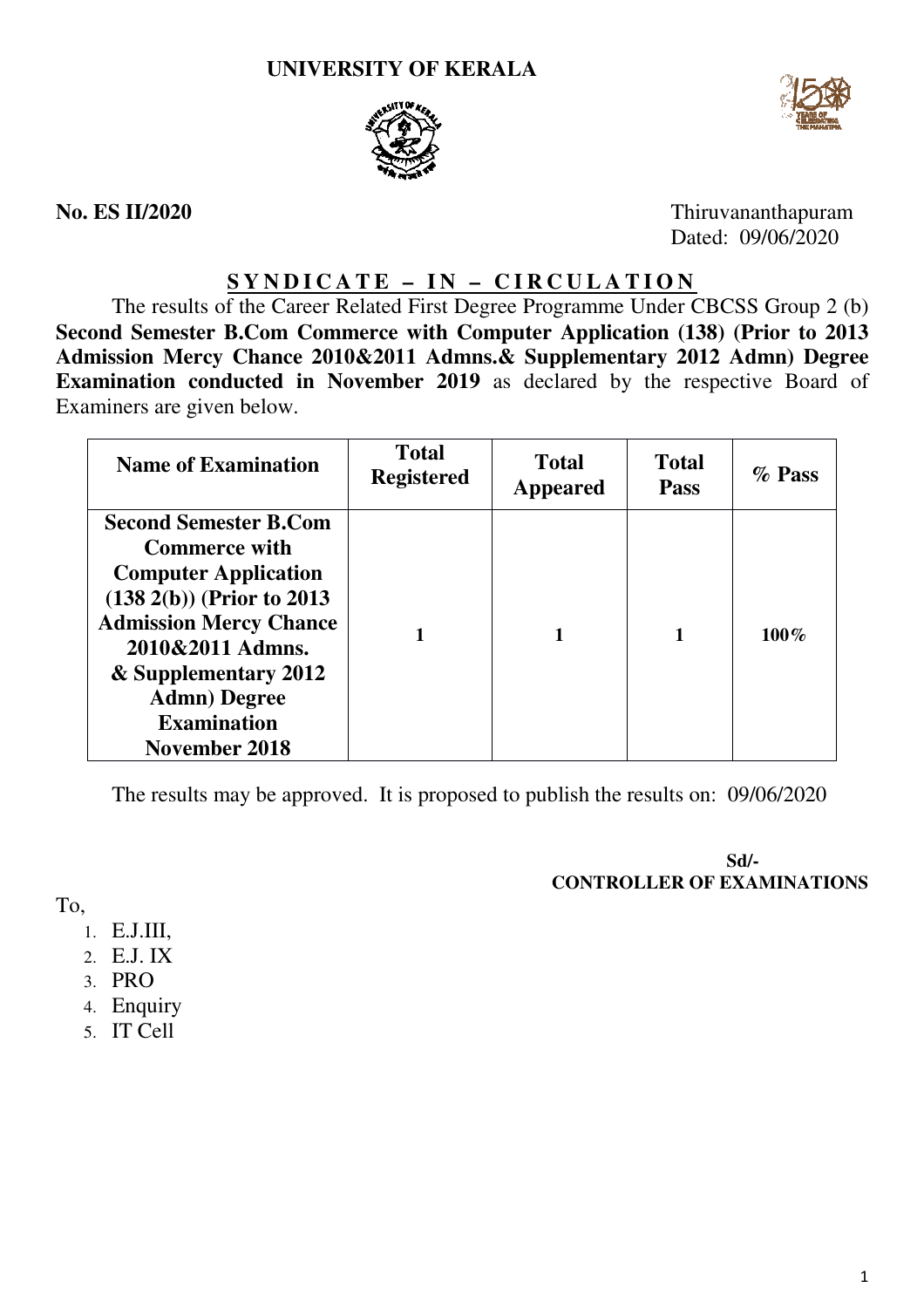# UNIVERSITY OF KERALA

**No. ES II/2020**

Thiruvananthapuram
Dated: 09/06/2020

## SYNDICATE – IN – CIRCULATION

The results of the Career Related First Degree Programme Under CBCSS Group 2 (b) **Second Semester B.Com Commerce with Computer Application (138) (Prior to 2013 Admission Mercy Chance 2010&2011 Admns.& Supplementary 2012 Admn) Degree Examination conducted in November 2019** as declared by the respective Board of Examiners are given below.

| Name of Examination | Total Registered | Total Appeared | Total Pass | % Pass |
|---|---|---|---|---|
| **Second Semester B.Com Commerce with Computer Application (138 2(b)) (Prior to 2013 Admission Mercy Chance 2010&2011 Admns. & Supplementary 2012 Admn) Degree Examination November 2018** | **1** | **1** | **1** | **100%** |

The results may be approved. It is proposed to publish the results on: 09/06/2020

**Sd/-**
**CONTROLLER OF EXAMINATIONS**

To,

1. E.J.III,
2. E.J. IX
3. PRO
4. Enquiry
5. IT Cell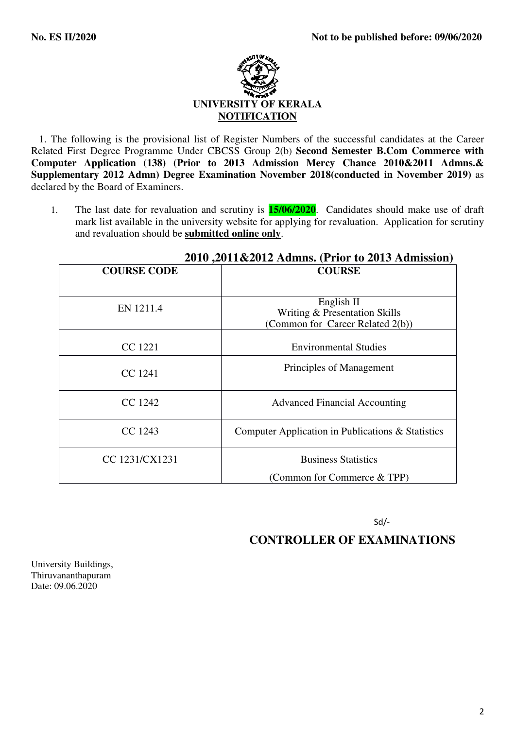**No. ES II/2020** **Not to be published before: 09/06/2020**

**UNIVERSITY OF KERALA**

**NOTIFICATION**

1. The following is the provisional list of Register Numbers of the successful candidates at the Career Related First Degree Programme Under CBCSS Group 2(b) **Second Semester B.Com Commerce with Computer Application (138) (Prior to 2013 Admission Mercy Chance 2010&2011 Admns.& Supplementary 2012 Admn) Degree Examination November 2018(conducted in November 2019)** as declared by the Board of Examiners.

1. The last date for revaluation and scrutiny is **15/06/2020**. Candidates should make use of draft mark list available in the university website for applying for revaluation. Application for scrutiny and revaluation should be **submitted online only**.

**2010 ,2011&2012 Admns. (Prior to 2013 Admission)**

| COURSE CODE | COURSE |
|---|---|
| EN 1211.4 | English II Writing & Presentation Skills (Common for Career Related 2(b)) |
| CC 1221 | Environmental Studies |
| CC 1241 | Principles of Management |
| CC 1242 | Advanced Financial Accounting |
| CC 1243 | Computer Application in Publications & Statistics |
| CC 1231/CX1231 | Business Statistics (Common for Commerce & TPP) |

Sd/-

**CONTROLLER OF EXAMINATIONS**

University Buildings,
Thiruvananthapuram
Date: 09.06.2020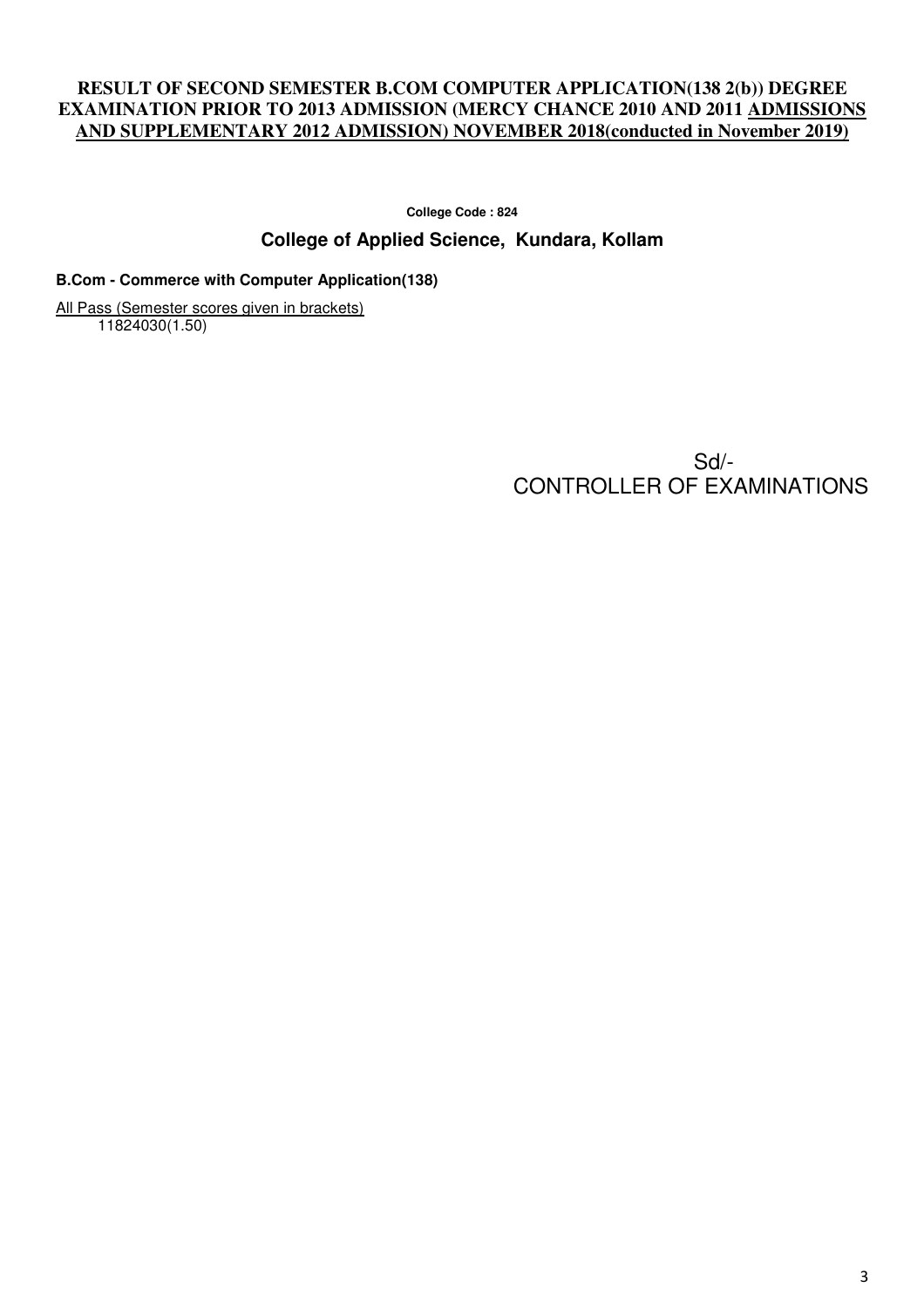**RESULT OF SECOND SEMESTER B.COM COMPUTER APPLICATION(138 2(b)) DEGREE EXAMINATION PRIOR TO 2013 ADMISSION (MERCY CHANCE 2010 AND 2011 ADMISSIONS AND SUPPLEMENTARY 2012 ADMISSION) NOVEMBER 2018(conducted in November 2019)**

**College Code : 824**

## College of Applied Science, Kundara, Kollam

**B.Com - Commerce with Computer Application(138)**

All Pass (Semester scores given in brackets)

11824030(1.50)

Sd/-
CONTROLLER OF EXAMINATIONS